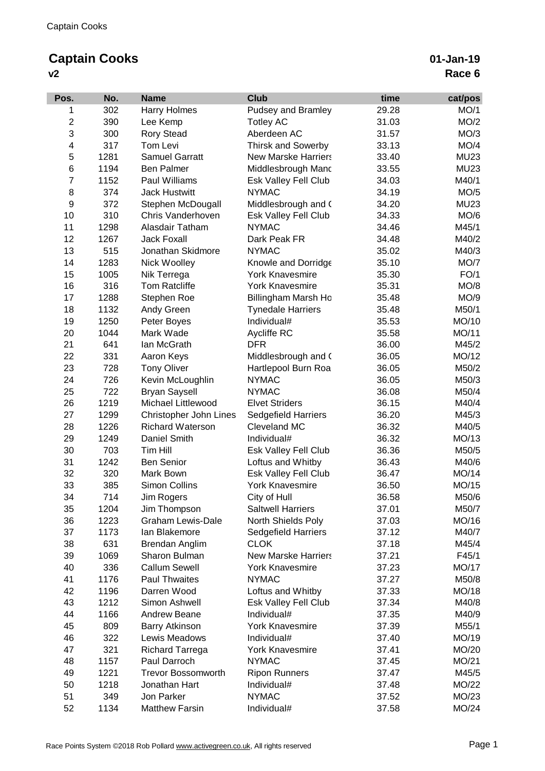# Captain Cooks

**v2**

**01-Jan-19**

**Race 6**

| Pos. | No. | Name | Club | time | cat/pos |
|---|---|---|---|---|---|
| 1 | 302 | Harry Holmes | Pudsey and Bramley | 29.28 | MO/1 |
| 2 | 390 | Lee Kemp | Totley AC | 31.03 | MO/2 |
| 3 | 300 | Rory Stead | Aberdeen AC | 31.57 | MO/3 |
| 4 | 317 | Tom Levi | Thirsk and Sowerby | 33.13 | MO/4 |
| 5 | 1281 | Samuel Garratt | New Marske Harriers | 33.40 | MU23 |
| 6 | 1194 | Ben Palmer | Middlesbrough Manc | 33.55 | MU23 |
| 7 | 1152 | Paul Williams | Esk Valley Fell Club | 34.03 | M40/1 |
| 8 | 374 | Jack Hustwitt | NYMAC | 34.19 | MO/5 |
| 9 | 372 | Stephen McDougall | Middlesbrough and ( | 34.20 | MU23 |
| 10 | 310 | Chris Vanderhoven | Esk Valley Fell Club | 34.33 | MO/6 |
| 11 | 1298 | Alasdair Tatham | NYMAC | 34.46 | M45/1 |
| 12 | 1267 | Jack Foxall | Dark Peak FR | 34.48 | M40/2 |
| 13 | 515 | Jonathan Skidmore | NYMAC | 35.02 | M40/3 |
| 14 | 1283 | Nick Woolley | Knowle and Dorridge | 35.10 | MO/7 |
| 15 | 1005 | Nik Terrega | York Knavesmire | 35.30 | FO/1 |
| 16 | 316 | Tom Ratcliffe | York Knavesmire | 35.31 | MO/8 |
| 17 | 1288 | Stephen Roe | Billingham Marsh Ho | 35.48 | MO/9 |
| 18 | 1132 | Andy Green | Tynedale Harriers | 35.48 | M50/1 |
| 19 | 1250 | Peter Boyes | Individual# | 35.53 | MO/10 |
| 20 | 1044 | Mark Wade | Aycliffe RC | 35.58 | MO/11 |
| 21 | 641 | Ian McGrath | DFR | 36.00 | M45/2 |
| 22 | 331 | Aaron Keys | Middlesbrough and ( | 36.05 | MO/12 |
| 23 | 728 | Tony Oliver | Hartlepool Burn Roa | 36.05 | M50/2 |
| 24 | 726 | Kevin McLoughlin | NYMAC | 36.05 | M50/3 |
| 25 | 722 | Bryan Saysell | NYMAC | 36.08 | M50/4 |
| 26 | 1219 | Michael Littlewood | Elvet Striders | 36.15 | M40/4 |
| 27 | 1299 | Christopher John Lines | Sedgefield Harriers | 36.20 | M45/3 |
| 28 | 1226 | Richard Waterson | Cleveland MC | 36.32 | M40/5 |
| 29 | 1249 | Daniel Smith | Individual# | 36.32 | MO/13 |
| 30 | 703 | Tim Hill | Esk Valley Fell Club | 36.36 | M50/5 |
| 31 | 1242 | Ben Senior | Loftus and Whitby | 36.43 | M40/6 |
| 32 | 320 | Mark Bown | Esk Valley Fell Club | 36.47 | MO/14 |
| 33 | 385 | Simon Collins | York Knavesmire | 36.50 | MO/15 |
| 34 | 714 | Jim Rogers | City of Hull | 36.58 | M50/6 |
| 35 | 1204 | Jim Thompson | Saltwell Harriers | 37.01 | M50/7 |
| 36 | 1223 | Graham Lewis-Dale | North Shields Poly | 37.03 | MO/16 |
| 37 | 1173 | Ian Blakemore | Sedgefield Harriers | 37.12 | M40/7 |
| 38 | 631 | Brendan Anglim | CLOK | 37.18 | M45/4 |
| 39 | 1069 | Sharon Bulman | New Marske Harriers | 37.21 | F45/1 |
| 40 | 336 | Callum Sewell | York Knavesmire | 37.23 | MO/17 |
| 41 | 1176 | Paul Thwaites | NYMAC | 37.27 | M50/8 |
| 42 | 1196 | Darren Wood | Loftus and Whitby | 37.33 | MO/18 |
| 43 | 1212 | Simon Ashwell | Esk Valley Fell Club | 37.34 | M40/8 |
| 44 | 1166 | Andrew Beane | Individual# | 37.35 | M40/9 |
| 45 | 809 | Barry Atkinson | York Knavesmire | 37.39 | M55/1 |
| 46 | 322 | Lewis Meadows | Individual# | 37.40 | MO/19 |
| 47 | 321 | Richard Tarrega | York Knavesmire | 37.41 | MO/20 |
| 48 | 1157 | Paul Darroch | NYMAC | 37.45 | MO/21 |
| 49 | 1221 | Trevor Bossomworth | Ripon Runners | 37.47 | M45/5 |
| 50 | 1218 | Jonathan Hart | Individual# | 37.48 | MO/22 |
| 51 | 349 | Jon Parker | NYMAC | 37.52 | MO/23 |
| 52 | 1134 | Matthew Farsin | Individual# | 37.58 | MO/24 |

Race Points System ©2018 Rob Pollard www.activegreen.co.uk, All rights reserved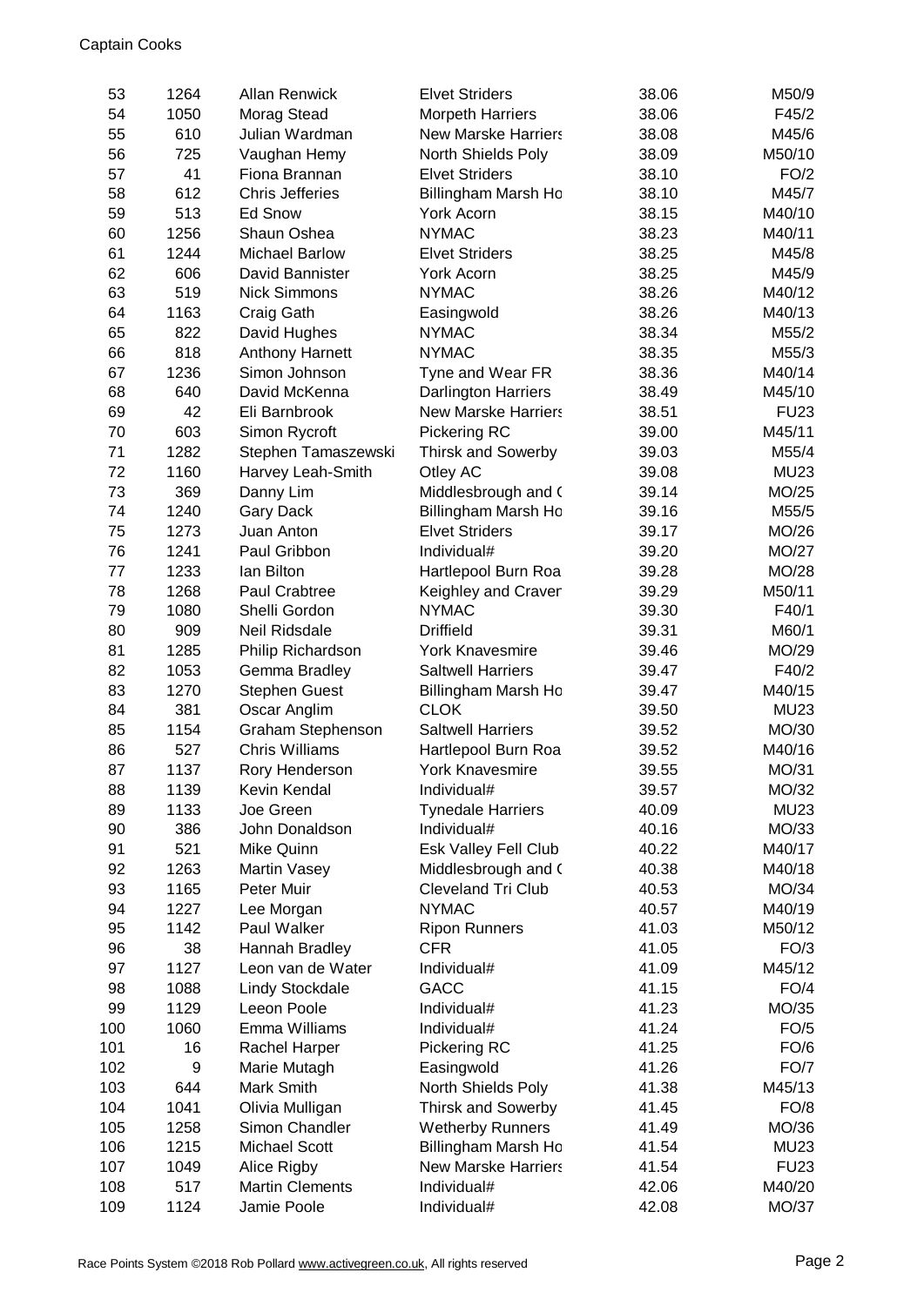Captain Cooks

| | | | | | |
|---|---|---|---|---|---|
| 53 | 1264 | Allan Renwick | Elvet Striders | 38.06 | M50/9 |
| 54 | 1050 | Morag Stead | Morpeth Harriers | 38.06 | F45/2 |
| 55 | 610 | Julian Wardman | New Marske Harriers | 38.08 | M45/6 |
| 56 | 725 | Vaughan Hemy | North Shields Poly | 38.09 | M50/10 |
| 57 | 41 | Fiona Brannan | Elvet Striders | 38.10 | FO/2 |
| 58 | 612 | Chris Jefferies | Billingham Marsh Ho | 38.10 | M45/7 |
| 59 | 513 | Ed Snow | York Acorn | 38.15 | M40/10 |
| 60 | 1256 | Shaun Oshea | NYMAC | 38.23 | M40/11 |
| 61 | 1244 | Michael Barlow | Elvet Striders | 38.25 | M45/8 |
| 62 | 606 | David Bannister | York Acorn | 38.25 | M45/9 |
| 63 | 519 | Nick Simmons | NYMAC | 38.26 | M40/12 |
| 64 | 1163 | Craig Gath | Easingwold | 38.26 | M40/13 |
| 65 | 822 | David Hughes | NYMAC | 38.34 | M55/2 |
| 66 | 818 | Anthony Harnett | NYMAC | 38.35 | M55/3 |
| 67 | 1236 | Simon Johnson | Tyne and Wear FR | 38.36 | M40/14 |
| 68 | 640 | David McKenna | Darlington Harriers | 38.49 | M45/10 |
| 69 | 42 | Eli Barnbrook | New Marske Harriers | 38.51 | FU23 |
| 70 | 603 | Simon Rycroft | Pickering RC | 39.00 | M45/11 |
| 71 | 1282 | Stephen Tamaszewski | Thirsk and Sowerby | 39.03 | M55/4 |
| 72 | 1160 | Harvey Leah-Smith | Otley AC | 39.08 | MU23 |
| 73 | 369 | Danny Lim | Middlesbrough and ( | 39.14 | MO/25 |
| 74 | 1240 | Gary Dack | Billingham Marsh Ho | 39.16 | M55/5 |
| 75 | 1273 | Juan Anton | Elvet Striders | 39.17 | MO/26 |
| 76 | 1241 | Paul Gribbon | Individual# | 39.20 | MO/27 |
| 77 | 1233 | Ian Bilton | Hartlepool Burn Roa | 39.28 | MO/28 |
| 78 | 1268 | Paul Crabtree | Keighley and Craver | 39.29 | M50/11 |
| 79 | 1080 | Shelli Gordon | NYMAC | 39.30 | F40/1 |
| 80 | 909 | Neil Ridsdale | Driffield | 39.31 | M60/1 |
| 81 | 1285 | Philip Richardson | York Knavesmire | 39.46 | MO/29 |
| 82 | 1053 | Gemma Bradley | Saltwell Harriers | 39.47 | F40/2 |
| 83 | 1270 | Stephen Guest | Billingham Marsh Ho | 39.47 | M40/15 |
| 84 | 381 | Oscar Anglim | CLOK | 39.50 | MU23 |
| 85 | 1154 | Graham Stephenson | Saltwell Harriers | 39.52 | MO/30 |
| 86 | 527 | Chris Williams | Hartlepool Burn Roa | 39.52 | M40/16 |
| 87 | 1137 | Rory Henderson | York Knavesmire | 39.55 | MO/31 |
| 88 | 1139 | Kevin Kendal | Individual# | 39.57 | MO/32 |
| 89 | 1133 | Joe Green | Tynedale Harriers | 40.09 | MU23 |
| 90 | 386 | John Donaldson | Individual# | 40.16 | MO/33 |
| 91 | 521 | Mike Quinn | Esk Valley Fell Club | 40.22 | M40/17 |
| 92 | 1263 | Martin Vasey | Middlesbrough and ( | 40.38 | M40/18 |
| 93 | 1165 | Peter Muir | Cleveland Tri Club | 40.53 | MO/34 |
| 94 | 1227 | Lee Morgan | NYMAC | 40.57 | M40/19 |
| 95 | 1142 | Paul Walker | Ripon Runners | 41.03 | M50/12 |
| 96 | 38 | Hannah Bradley | CFR | 41.05 | FO/3 |
| 97 | 1127 | Leon van de Water | Individual# | 41.09 | M45/12 |
| 98 | 1088 | Lindy Stockdale | GACC | 41.15 | FO/4 |
| 99 | 1129 | Leeon Poole | Individual# | 41.23 | MO/35 |
| 100 | 1060 | Emma Williams | Individual# | 41.24 | FO/5 |
| 101 | 16 | Rachel Harper | Pickering RC | 41.25 | FO/6 |
| 102 | 9 | Marie Mutagh | Easingwold | 41.26 | FO/7 |
| 103 | 644 | Mark Smith | North Shields Poly | 41.38 | M45/13 |
| 104 | 1041 | Olivia Mulligan | Thirsk and Sowerby | 41.45 | FO/8 |
| 105 | 1258 | Simon Chandler | Wetherby Runners | 41.49 | MO/36 |
| 106 | 1215 | Michael Scott | Billingham Marsh Ho | 41.54 | MU23 |
| 107 | 1049 | Alice Rigby | New Marske Harriers | 41.54 | FU23 |
| 108 | 517 | Martin Clements | Individual# | 42.06 | M40/20 |
| 109 | 1124 | Jamie Poole | Individual# | 42.08 | MO/37 |

Race Points System ©2018 Rob Pollard www.activegreen.co.uk, All rights reserved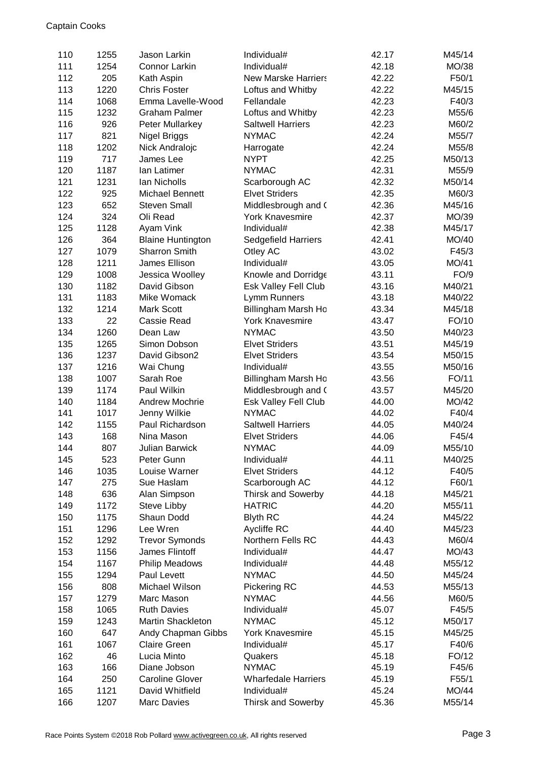Captain Cooks

| | | | | | |
|---|---|---|---|---|---|
| 110 | 1255 | Jason Larkin | Individual# | 42.17 | M45/14 |
| 111 | 1254 | Connor Larkin | Individual# | 42.18 | MO/38 |
| 112 | 205 | Kath Aspin | New Marske Harriers | 42.22 | F50/1 |
| 113 | 1220 | Chris Foster | Loftus and Whitby | 42.22 | M45/15 |
| 114 | 1068 | Emma Lavelle-Wood | Fellandale | 42.23 | F40/3 |
| 115 | 1232 | Graham Palmer | Loftus and Whitby | 42.23 | M55/6 |
| 116 | 926 | Peter Mullarkey | Saltwell Harriers | 42.23 | M60/2 |
| 117 | 821 | Nigel Briggs | NYMAC | 42.24 | M55/7 |
| 118 | 1202 | Nick Andralojc | Harrogate | 42.24 | M55/8 |
| 119 | 717 | James Lee | NYPT | 42.25 | M50/13 |
| 120 | 1187 | Ian Latimer | NYMAC | 42.31 | M55/9 |
| 121 | 1231 | Ian Nicholls | Scarborough AC | 42.32 | M50/14 |
| 122 | 925 | Michael Bennett | Elvet Striders | 42.35 | M60/3 |
| 123 | 652 | Steven Small | Middlesbrough and C | 42.36 | M45/16 |
| 124 | 324 | Oli Read | York Knavesmire | 42.37 | MO/39 |
| 125 | 1128 | Ayam Vink | Individual# | 42.38 | M45/17 |
| 126 | 364 | Blaine Huntington | Sedgefield Harriers | 42.41 | MO/40 |
| 127 | 1079 | Sharron Smith | Otley AC | 43.02 | F45/3 |
| 128 | 1211 | James Ellison | Individual# | 43.05 | MO/41 |
| 129 | 1008 | Jessica Woolley | Knowle and Dorridge | 43.11 | FO/9 |
| 130 | 1182 | David Gibson | Esk Valley Fell Club | 43.16 | M40/21 |
| 131 | 1183 | Mike Womack | Lymm Runners | 43.18 | M40/22 |
| 132 | 1214 | Mark Scott | Billingham Marsh Ho | 43.34 | M45/18 |
| 133 | 22 | Cassie Read | York Knavesmire | 43.47 | FO/10 |
| 134 | 1260 | Dean Law | NYMAC | 43.50 | M40/23 |
| 135 | 1265 | Simon Dobson | Elvet Striders | 43.51 | M45/19 |
| 136 | 1237 | David Gibson2 | Elvet Striders | 43.54 | M50/15 |
| 137 | 1216 | Wai Chung | Individual# | 43.55 | M50/16 |
| 138 | 1007 | Sarah Roe | Billingham Marsh Ho | 43.56 | FO/11 |
| 139 | 1174 | Paul Wilkin | Middlesbrough and C | 43.57 | M45/20 |
| 140 | 1184 | Andrew Mochrie | Esk Valley Fell Club | 44.00 | MO/42 |
| 141 | 1017 | Jenny Wilkie | NYMAC | 44.02 | F40/4 |
| 142 | 1155 | Paul Richardson | Saltwell Harriers | 44.05 | M40/24 |
| 143 | 168 | Nina Mason | Elvet Striders | 44.06 | F45/4 |
| 144 | 807 | Julian Barwick | NYMAC | 44.09 | M55/10 |
| 145 | 523 | Peter Gunn | Individual# | 44.11 | M40/25 |
| 146 | 1035 | Louise Warner | Elvet Striders | 44.12 | F40/5 |
| 147 | 275 | Sue Haslam | Scarborough AC | 44.12 | F60/1 |
| 148 | 636 | Alan Simpson | Thirsk and Sowerby | 44.18 | M45/21 |
| 149 | 1172 | Steve Libby | HATRIC | 44.20 | M55/11 |
| 150 | 1175 | Shaun Dodd | Blyth RC | 44.24 | M45/22 |
| 151 | 1296 | Lee Wren | Aycliffe RC | 44.40 | M45/23 |
| 152 | 1292 | Trevor Symonds | Northern Fells RC | 44.43 | M60/4 |
| 153 | 1156 | James Flintoff | Individual# | 44.47 | MO/43 |
| 154 | 1167 | Philip Meadows | Individual# | 44.48 | M55/12 |
| 155 | 1294 | Paul Levett | NYMAC | 44.50 | M45/24 |
| 156 | 808 | Michael Wilson | Pickering RC | 44.53 | M55/13 |
| 157 | 1279 | Marc Mason | NYMAC | 44.56 | M60/5 |
| 158 | 1065 | Ruth Davies | Individual# | 45.07 | F45/5 |
| 159 | 1243 | Martin Shackleton | NYMAC | 45.12 | M50/17 |
| 160 | 647 | Andy Chapman Gibbs | York Knavesmire | 45.15 | M45/25 |
| 161 | 1067 | Claire Green | Individual# | 45.17 | F40/6 |
| 162 | 46 | Lucia Minto | Quakers | 45.18 | FO/12 |
| 163 | 166 | Diane Jobson | NYMAC | 45.19 | F45/6 |
| 164 | 250 | Caroline Glover | Wharfedale Harriers | 45.19 | F55/1 |
| 165 | 1121 | David Whitfield | Individual# | 45.24 | MO/44 |
| 166 | 1207 | Marc Davies | Thirsk and Sowerby | 45.36 | M55/14 |

Race Points System ©2018 Rob Pollard www.activegreen.co.uk, All rights reserved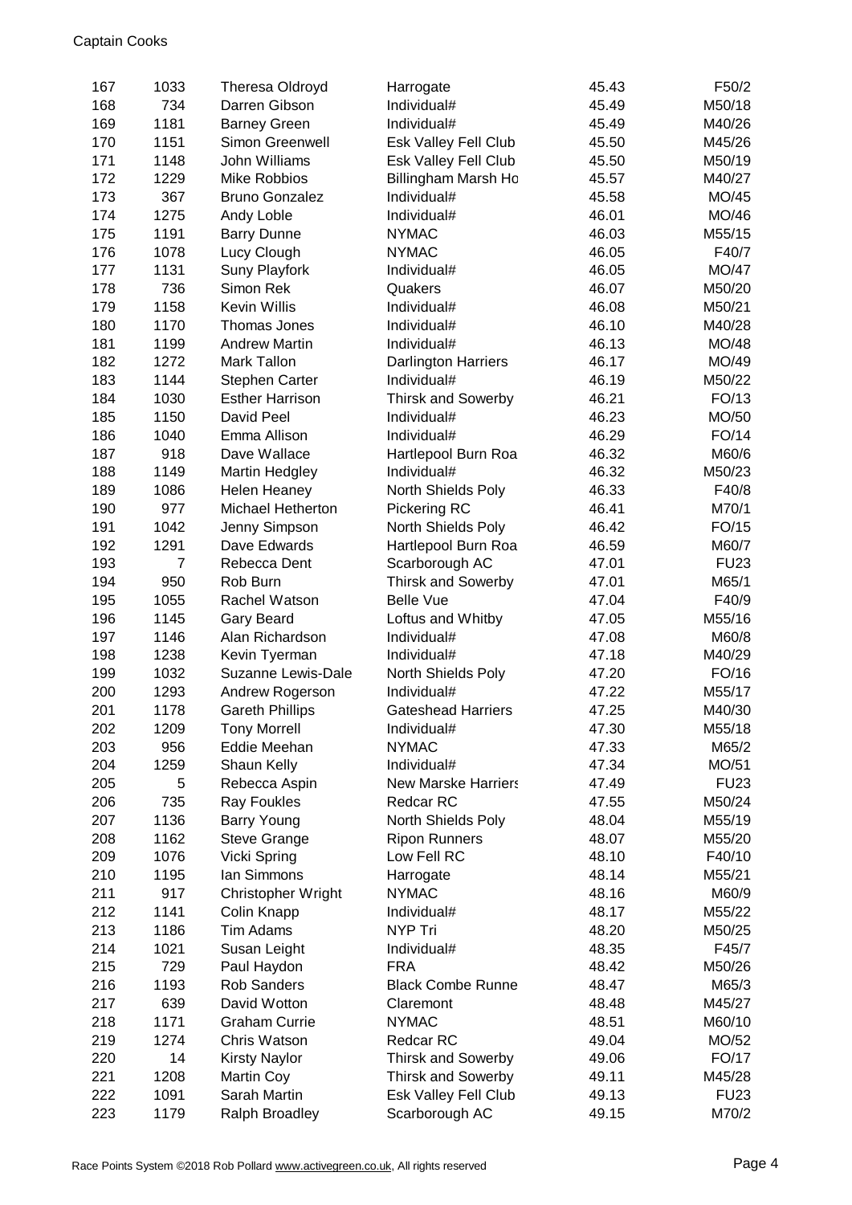Captain Cooks

| | | | | | |
|---|---|---|---|---|---|
| 167 | 1033 | Theresa Oldroyd | Harrogate | 45.43 | F50/2 |
| 168 | 734 | Darren Gibson | Individual# | 45.49 | M50/18 |
| 169 | 1181 | Barney Green | Individual# | 45.49 | M40/26 |
| 170 | 1151 | Simon Greenwell | Esk Valley Fell Club | 45.50 | M45/26 |
| 171 | 1148 | John Williams | Esk Valley Fell Club | 45.50 | M50/19 |
| 172 | 1229 | Mike Robbios | Billingham Marsh Ho | 45.57 | M40/27 |
| 173 | 367 | Bruno Gonzalez | Individual# | 45.58 | MO/45 |
| 174 | 1275 | Andy Loble | Individual# | 46.01 | MO/46 |
| 175 | 1191 | Barry Dunne | NYMAC | 46.03 | M55/15 |
| 176 | 1078 | Lucy Clough | NYMAC | 46.05 | F40/7 |
| 177 | 1131 | Suny Playfork | Individual# | 46.05 | MO/47 |
| 178 | 736 | Simon Rek | Quakers | 46.07 | M50/20 |
| 179 | 1158 | Kevin Willis | Individual# | 46.08 | M50/21 |
| 180 | 1170 | Thomas Jones | Individual# | 46.10 | M40/28 |
| 181 | 1199 | Andrew Martin | Individual# | 46.13 | MO/48 |
| 182 | 1272 | Mark Tallon | Darlington Harriers | 46.17 | MO/49 |
| 183 | 1144 | Stephen Carter | Individual# | 46.19 | M50/22 |
| 184 | 1030 | Esther Harrison | Thirsk and Sowerby | 46.21 | FO/13 |
| 185 | 1150 | David Peel | Individual# | 46.23 | MO/50 |
| 186 | 1040 | Emma Allison | Individual# | 46.29 | FO/14 |
| 187 | 918 | Dave Wallace | Hartlepool Burn Roa | 46.32 | M60/6 |
| 188 | 1149 | Martin Hedgley | Individual# | 46.32 | M50/23 |
| 189 | 1086 | Helen Heaney | North Shields Poly | 46.33 | F40/8 |
| 190 | 977 | Michael Hetherton | Pickering RC | 46.41 | M70/1 |
| 191 | 1042 | Jenny Simpson | North Shields Poly | 46.42 | FO/15 |
| 192 | 1291 | Dave Edwards | Hartlepool Burn Roa | 46.59 | M60/7 |
| 193 | 7 | Rebecca Dent | Scarborough AC | 47.01 | FU23 |
| 194 | 950 | Rob Burn | Thirsk and Sowerby | 47.01 | M65/1 |
| 195 | 1055 | Rachel Watson | Belle Vue | 47.04 | F40/9 |
| 196 | 1145 | Gary Beard | Loftus and Whitby | 47.05 | M55/16 |
| 197 | 1146 | Alan Richardson | Individual# | 47.08 | M60/8 |
| 198 | 1238 | Kevin Tyerman | Individual# | 47.18 | M40/29 |
| 199 | 1032 | Suzanne Lewis-Dale | North Shields Poly | 47.20 | FO/16 |
| 200 | 1293 | Andrew Rogerson | Individual# | 47.22 | M55/17 |
| 201 | 1178 | Gareth Phillips | Gateshead Harriers | 47.25 | M40/30 |
| 202 | 1209 | Tony Morrell | Individual# | 47.30 | M55/18 |
| 203 | 956 | Eddie Meehan | NYMAC | 47.33 | M65/2 |
| 204 | 1259 | Shaun Kelly | Individual# | 47.34 | MO/51 |
| 205 | 5 | Rebecca Aspin | New Marske Harriers | 47.49 | FU23 |
| 206 | 735 | Ray Foukles | Redcar RC | 47.55 | M50/24 |
| 207 | 1136 | Barry Young | North Shields Poly | 48.04 | M55/19 |
| 208 | 1162 | Steve Grange | Ripon Runners | 48.07 | M55/20 |
| 209 | 1076 | Vicki Spring | Low Fell RC | 48.10 | F40/10 |
| 210 | 1195 | Ian Simmons | Harrogate | 48.14 | M55/21 |
| 211 | 917 | Christopher Wright | NYMAC | 48.16 | M60/9 |
| 212 | 1141 | Colin Knapp | Individual# | 48.17 | M55/22 |
| 213 | 1186 | Tim Adams | NYP Tri | 48.20 | M50/25 |
| 214 | 1021 | Susan Leight | Individual# | 48.35 | F45/7 |
| 215 | 729 | Paul Haydon | FRA | 48.42 | M50/26 |
| 216 | 1193 | Rob Sanders | Black Combe Runne | 48.47 | M65/3 |
| 217 | 639 | David Wotton | Claremont | 48.48 | M45/27 |
| 218 | 1171 | Graham Currie | NYMAC | 48.51 | M60/10 |
| 219 | 1274 | Chris Watson | Redcar RC | 49.04 | MO/52 |
| 220 | 14 | Kirsty Naylor | Thirsk and Sowerby | 49.06 | FO/17 |
| 221 | 1208 | Martin Coy | Thirsk and Sowerby | 49.11 | M45/28 |
| 222 | 1091 | Sarah Martin | Esk Valley Fell Club | 49.13 | FU23 |
| 223 | 1179 | Ralph Broadley | Scarborough AC | 49.15 | M70/2 |

Race Points System ©2018 Rob Pollard www.activegreen.co.uk, All rights reserved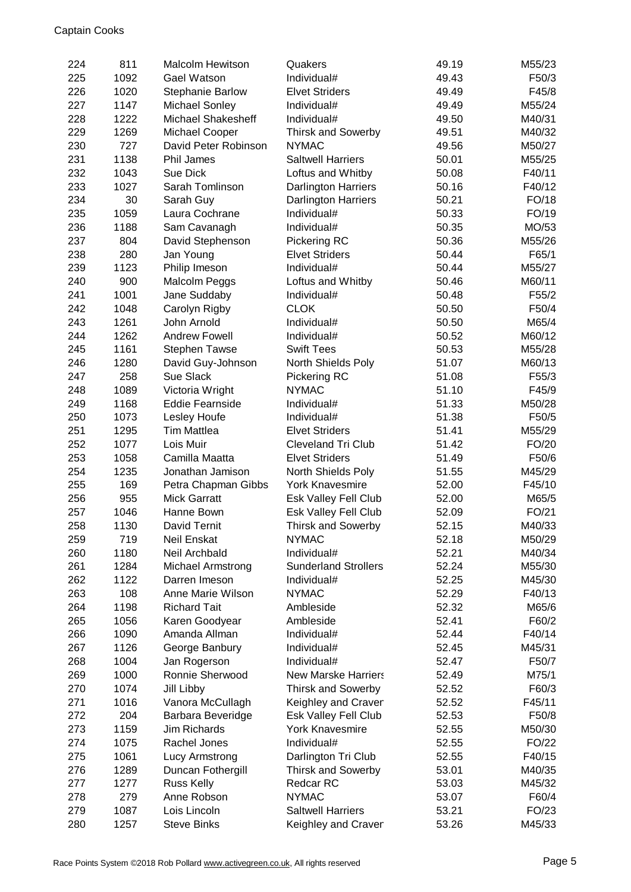Captain Cooks

| | | | | | |
|---|---|---|---|---|---|
| 224 | 811 | Malcolm Hewitson | Quakers | 49.19 | M55/23 |
| 225 | 1092 | Gael Watson | Individual# | 49.43 | F50/3 |
| 226 | 1020 | Stephanie Barlow | Elvet Striders | 49.49 | F45/8 |
| 227 | 1147 | Michael Sonley | Individual# | 49.49 | M55/24 |
| 228 | 1222 | Michael Shakesheff | Individual# | 49.50 | M40/31 |
| 229 | 1269 | Michael Cooper | Thirsk and Sowerby | 49.51 | M40/32 |
| 230 | 727 | David Peter Robinson | NYMAC | 49.56 | M50/27 |
| 231 | 1138 | Phil James | Saltwell Harriers | 50.01 | M55/25 |
| 232 | 1043 | Sue Dick | Loftus and Whitby | 50.08 | F40/11 |
| 233 | 1027 | Sarah Tomlinson | Darlington Harriers | 50.16 | F40/12 |
| 234 | 30 | Sarah Guy | Darlington Harriers | 50.21 | FO/18 |
| 235 | 1059 | Laura Cochrane | Individual# | 50.33 | FO/19 |
| 236 | 1188 | Sam Cavanagh | Individual# | 50.35 | MO/53 |
| 237 | 804 | David Stephenson | Pickering RC | 50.36 | M55/26 |
| 238 | 280 | Jan Young | Elvet Striders | 50.44 | F65/1 |
| 239 | 1123 | Philip Imeson | Individual# | 50.44 | M55/27 |
| 240 | 900 | Malcolm Peggs | Loftus and Whitby | 50.46 | M60/11 |
| 241 | 1001 | Jane Suddaby | Individual# | 50.48 | F55/2 |
| 242 | 1048 | Carolyn Rigby | CLOK | 50.50 | F50/4 |
| 243 | 1261 | John Arnold | Individual# | 50.50 | M65/4 |
| 244 | 1262 | Andrew Fowell | Individual# | 50.52 | M60/12 |
| 245 | 1161 | Stephen Tawse | Swift Tees | 50.53 | M55/28 |
| 246 | 1280 | David Guy-Johnson | North Shields Poly | 51.07 | M60/13 |
| 247 | 258 | Sue Slack | Pickering RC | 51.08 | F55/3 |
| 248 | 1089 | Victoria Wright | NYMAC | 51.10 | F45/9 |
| 249 | 1168 | Eddie Fearnside | Individual# | 51.33 | M50/28 |
| 250 | 1073 | Lesley Houfe | Individual# | 51.38 | F50/5 |
| 251 | 1295 | Tim Mattlea | Elvet Striders | 51.41 | M55/29 |
| 252 | 1077 | Lois Muir | Cleveland Tri Club | 51.42 | FO/20 |
| 253 | 1058 | Camilla Maatta | Elvet Striders | 51.49 | F50/6 |
| 254 | 1235 | Jonathan Jamison | North Shields Poly | 51.55 | M45/29 |
| 255 | 169 | Petra Chapman Gibbs | York Knavesmire | 52.00 | F45/10 |
| 256 | 955 | Mick Garratt | Esk Valley Fell Club | 52.00 | M65/5 |
| 257 | 1046 | Hanne Bown | Esk Valley Fell Club | 52.09 | FO/21 |
| 258 | 1130 | David Ternit | Thirsk and Sowerby | 52.15 | M40/33 |
| 259 | 719 | Neil Enskat | NYMAC | 52.18 | M50/29 |
| 260 | 1180 | Neil Archbald | Individual# | 52.21 | M40/34 |
| 261 | 1284 | Michael Armstrong | Sunderland Strollers | 52.24 | M55/30 |
| 262 | 1122 | Darren Imeson | Individual# | 52.25 | M45/30 |
| 263 | 108 | Anne Marie Wilson | NYMAC | 52.29 | F40/13 |
| 264 | 1198 | Richard Tait | Ambleside | 52.32 | M65/6 |
| 265 | 1056 | Karen Goodyear | Ambleside | 52.41 | F60/2 |
| 266 | 1090 | Amanda Allman | Individual# | 52.44 | F40/14 |
| 267 | 1126 | George Banbury | Individual# | 52.45 | M45/31 |
| 268 | 1004 | Jan Rogerson | Individual# | 52.47 | F50/7 |
| 269 | 1000 | Ronnie Sherwood | New Marske Harriers | 52.49 | M75/1 |
| 270 | 1074 | Jill Libby | Thirsk and Sowerby | 52.52 | F60/3 |
| 271 | 1016 | Vanora McCullagh | Keighley and Craven | 52.52 | F45/11 |
| 272 | 204 | Barbara Beveridge | Esk Valley Fell Club | 52.53 | F50/8 |
| 273 | 1159 | Jim Richards | York Knavesmire | 52.55 | M50/30 |
| 274 | 1075 | Rachel Jones | Individual# | 52.55 | FO/22 |
| 275 | 1061 | Lucy Armstrong | Darlington Tri Club | 52.55 | F40/15 |
| 276 | 1289 | Duncan Fothergill | Thirsk and Sowerby | 53.01 | M40/35 |
| 277 | 1277 | Russ Kelly | Redcar RC | 53.03 | M45/32 |
| 278 | 279 | Anne Robson | NYMAC | 53.07 | F60/4 |
| 279 | 1087 | Lois Lincoln | Saltwell Harriers | 53.21 | FO/23 |
| 280 | 1257 | Steve Binks | Keighley and Craven | 53.26 | M45/33 |

Race Points System ©2018 Rob Pollard www.activegreen.co.uk, All rights reserved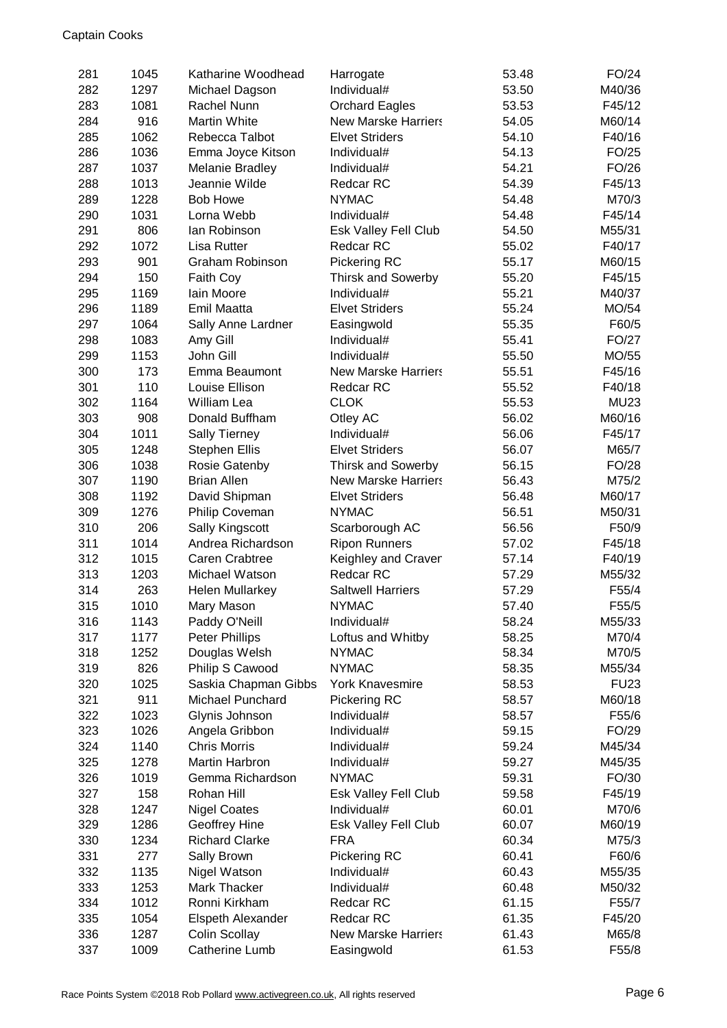Captain Cooks

| | | | | | |
|---|---|---|---|---|---|
| 281 | 1045 | Katharine Woodhead | Harrogate | 53.48 | FO/24 |
| 282 | 1297 | Michael Dagson | Individual# | 53.50 | M40/36 |
| 283 | 1081 | Rachel Nunn | Orchard Eagles | 53.53 | F45/12 |
| 284 | 916 | Martin White | New Marske Harriers | 54.05 | M60/14 |
| 285 | 1062 | Rebecca Talbot | Elvet Striders | 54.10 | F40/16 |
| 286 | 1036 | Emma Joyce Kitson | Individual# | 54.13 | FO/25 |
| 287 | 1037 | Melanie Bradley | Individual# | 54.21 | FO/26 |
| 288 | 1013 | Jeannie Wilde | Redcar RC | 54.39 | F45/13 |
| 289 | 1228 | Bob Howe | NYMAC | 54.48 | M70/3 |
| 290 | 1031 | Lorna Webb | Individual# | 54.48 | F45/14 |
| 291 | 806 | Ian Robinson | Esk Valley Fell Club | 54.50 | M55/31 |
| 292 | 1072 | Lisa Rutter | Redcar RC | 55.02 | F40/17 |
| 293 | 901 | Graham Robinson | Pickering RC | 55.17 | M60/15 |
| 294 | 150 | Faith Coy | Thirsk and Sowerby | 55.20 | F45/15 |
| 295 | 1169 | Iain Moore | Individual# | 55.21 | M40/37 |
| 296 | 1189 | Emil Maatta | Elvet Striders | 55.24 | MO/54 |
| 297 | 1064 | Sally Anne Lardner | Easingwold | 55.35 | F60/5 |
| 298 | 1083 | Amy Gill | Individual# | 55.41 | FO/27 |
| 299 | 1153 | John Gill | Individual# | 55.50 | MO/55 |
| 300 | 173 | Emma Beaumont | New Marske Harriers | 55.51 | F45/16 |
| 301 | 110 | Louise Ellison | Redcar RC | 55.52 | F40/18 |
| 302 | 1164 | William Lea | CLOK | 55.53 | MU23 |
| 303 | 908 | Donald Buffham | Otley AC | 56.02 | M60/16 |
| 304 | 1011 | Sally Tierney | Individual# | 56.06 | F45/17 |
| 305 | 1248 | Stephen Ellis | Elvet Striders | 56.07 | M65/7 |
| 306 | 1038 | Rosie Gatenby | Thirsk and Sowerby | 56.15 | FO/28 |
| 307 | 1190 | Brian Allen | New Marske Harriers | 56.43 | M75/2 |
| 308 | 1192 | David Shipman | Elvet Striders | 56.48 | M60/17 |
| 309 | 1276 | Philip Coveman | NYMAC | 56.51 | M50/31 |
| 310 | 206 | Sally Kingscott | Scarborough AC | 56.56 | F50/9 |
| 311 | 1014 | Andrea Richardson | Ripon Runners | 57.02 | F45/18 |
| 312 | 1015 | Caren Crabtree | Keighley and Craven | 57.14 | F40/19 |
| 313 | 1203 | Michael Watson | Redcar RC | 57.29 | M55/32 |
| 314 | 263 | Helen Mullarkey | Saltwell Harriers | 57.29 | F55/4 |
| 315 | 1010 | Mary Mason | NYMAC | 57.40 | F55/5 |
| 316 | 1143 | Paddy O'Neill | Individual# | 58.24 | M55/33 |
| 317 | 1177 | Peter Phillips | Loftus and Whitby | 58.25 | M70/4 |
| 318 | 1252 | Douglas Welsh | NYMAC | 58.34 | M70/5 |
| 319 | 826 | Philip S Cawood | NYMAC | 58.35 | M55/34 |
| 320 | 1025 | Saskia Chapman Gibbs | York Knavesmire | 58.53 | FU23 |
| 321 | 911 | Michael Punchard | Pickering RC | 58.57 | M60/18 |
| 322 | 1023 | Glynis Johnson | Individual# | 58.57 | F55/6 |
| 323 | 1026 | Angela Gribbon | Individual# | 59.15 | FO/29 |
| 324 | 1140 | Chris Morris | Individual# | 59.24 | M45/34 |
| 325 | 1278 | Martin Harbron | Individual# | 59.27 | M45/35 |
| 326 | 1019 | Gemma Richardson | NYMAC | 59.31 | FO/30 |
| 327 | 158 | Rohan Hill | Esk Valley Fell Club | 59.58 | F45/19 |
| 328 | 1247 | Nigel Coates | Individual# | 60.01 | M70/6 |
| 329 | 1286 | Geoffrey Hine | Esk Valley Fell Club | 60.07 | M60/19 |
| 330 | 1234 | Richard Clarke | FRA | 60.34 | M75/3 |
| 331 | 277 | Sally Brown | Pickering RC | 60.41 | F60/6 |
| 332 | 1135 | Nigel Watson | Individual# | 60.43 | M55/35 |
| 333 | 1253 | Mark Thacker | Individual# | 60.48 | M50/32 |
| 334 | 1012 | Ronni Kirkham | Redcar RC | 61.15 | F55/7 |
| 335 | 1054 | Elspeth Alexander | Redcar RC | 61.35 | F45/20 |
| 336 | 1287 | Colin Scollay | New Marske Harriers | 61.43 | M65/8 |
| 337 | 1009 | Catherine Lumb | Easingwold | 61.53 | F55/8 |

Race Points System ©2018 Rob Pollard www.activegreen.co.uk, All rights reserved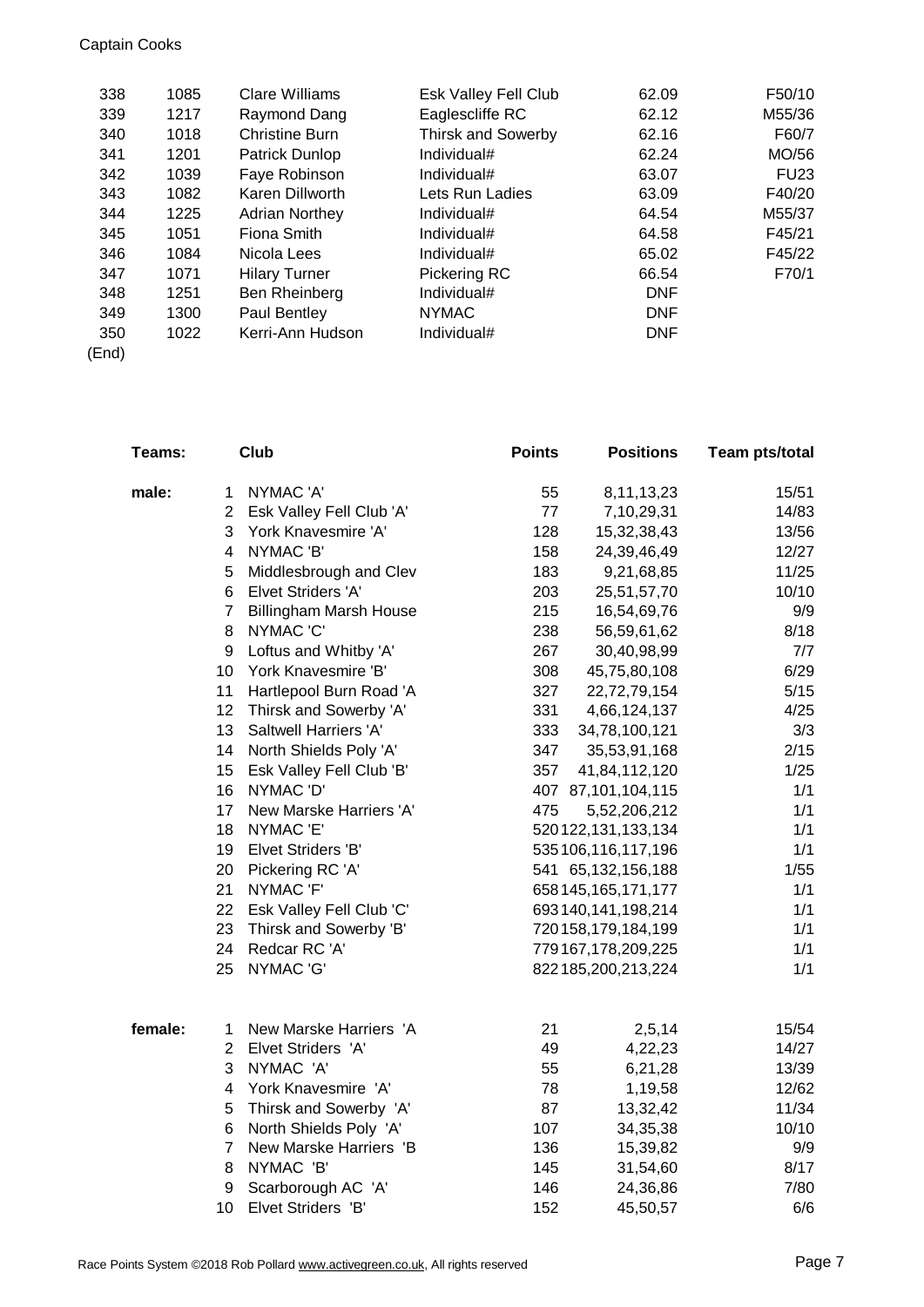Captain Cooks

| | | | | | |
|---|---|---|---|---|---|
| 338 | 1085 | Clare Williams | Esk Valley Fell Club | 62.09 | F50/10 |
| 339 | 1217 | Raymond Dang | Eaglescliffe RC | 62.12 | M55/36 |
| 340 | 1018 | Christine Burn | Thirsk and Sowerby | 62.16 | F60/7 |
| 341 | 1201 | Patrick Dunlop | Individual# | 62.24 | MO/56 |
| 342 | 1039 | Faye Robinson | Individual# | 63.07 | FU23 |
| 343 | 1082 | Karen Dillworth | Lets Run Ladies | 63.09 | F40/20 |
| 344 | 1225 | Adrian Northey | Individual# | 64.54 | M55/37 |
| 345 | 1051 | Fiona Smith | Individual# | 64.58 | F45/21 |
| 346 | 1084 | Nicola Lees | Individual# | 65.02 | F45/22 |
| 347 | 1071 | Hilary Turner | Pickering RC | 66.54 | F70/1 |
| 348 | 1251 | Ben Rheinberg | Individual# | DNF | |
| 349 | 1300 | Paul Bentley | NYMAC | DNF | |
| 350 | 1022 | Kerri-Ann Hudson | Individual# | DNF | |

(End)

| Teams: | | Club | Points | Positions | Team pts/total |
|---|---|---|---|---|---|
| male: | 1 | NYMAC 'A' | 55 | 8,11,13,23 | 15/51 |
| | 2 | Esk Valley Fell Club 'A' | 77 | 7,10,29,31 | 14/83 |
| | 3 | York Knavesmire 'A' | 128 | 15,32,38,43 | 13/56 |
| | 4 | NYMAC 'B' | 158 | 24,39,46,49 | 12/27 |
| | 5 | Middlesbrough and Clev | 183 | 9,21,68,85 | 11/25 |
| | 6 | Elvet Striders 'A' | 203 | 25,51,57,70 | 10/10 |
| | 7 | Billingham Marsh House | 215 | 16,54,69,76 | 9/9 |
| | 8 | NYMAC 'C' | 238 | 56,59,61,62 | 8/18 |
| | 9 | Loftus and Whitby 'A' | 267 | 30,40,98,99 | 7/7 |
| | 10 | York Knavesmire 'B' | 308 | 45,75,80,108 | 6/29 |
| | 11 | Hartlepool Burn Road 'A | 327 | 22,72,79,154 | 5/15 |
| | 12 | Thirsk and Sowerby 'A' | 331 | 4,66,124,137 | 4/25 |
| | 13 | Saltwell Harriers 'A' | 333 | 34,78,100,121 | 3/3 |
| | 14 | North Shields Poly 'A' | 347 | 35,53,91,168 | 2/15 |
| | 15 | Esk Valley Fell Club 'B' | 357 | 41,84,112,120 | 1/25 |
| | 16 | NYMAC 'D' | 407 | 87,101,104,115 | 1/1 |
| | 17 | New Marske Harriers 'A' | 475 | 5,52,206,212 | 1/1 |
| | 18 | NYMAC 'E' | 520 | 122,131,133,134 | 1/1 |
| | 19 | Elvet Striders 'B' | 535 | 106,116,117,196 | 1/1 |
| | 20 | Pickering RC 'A' | 541 | 65,132,156,188 | 1/55 |
| | 21 | NYMAC 'F' | 658 | 145,165,171,177 | 1/1 |
| | 22 | Esk Valley Fell Club 'C' | 693 | 140,141,198,214 | 1/1 |
| | 23 | Thirsk and Sowerby 'B' | 720 | 158,179,184,199 | 1/1 |
| | 24 | Redcar RC 'A' | 779 | 167,178,209,225 | 1/1 |
| | 25 | NYMAC 'G' | 822 | 185,200,213,224 | 1/1 |
| female: | 1 | New Marske Harriers 'A | 21 | 2,5,14 | 15/54 |
| | 2 | Elvet Striders 'A' | 49 | 4,22,23 | 14/27 |
| | 3 | NYMAC 'A' | 55 | 6,21,28 | 13/39 |
| | 4 | York Knavesmire 'A' | 78 | 1,19,58 | 12/62 |
| | 5 | Thirsk and Sowerby 'A' | 87 | 13,32,42 | 11/34 |
| | 6 | North Shields Poly 'A' | 107 | 34,35,38 | 10/10 |
| | 7 | New Marske Harriers 'B | 136 | 15,39,82 | 9/9 |
| | 8 | NYMAC 'B' | 145 | 31,54,60 | 8/17 |
| | 9 | Scarborough AC 'A' | 146 | 24,36,86 | 7/80 |
| | 10 | Elvet Striders 'B' | 152 | 45,50,57 | 6/6 |

Race Points System ©2018 Rob Pollard www.activegreen.co.uk, All rights reserved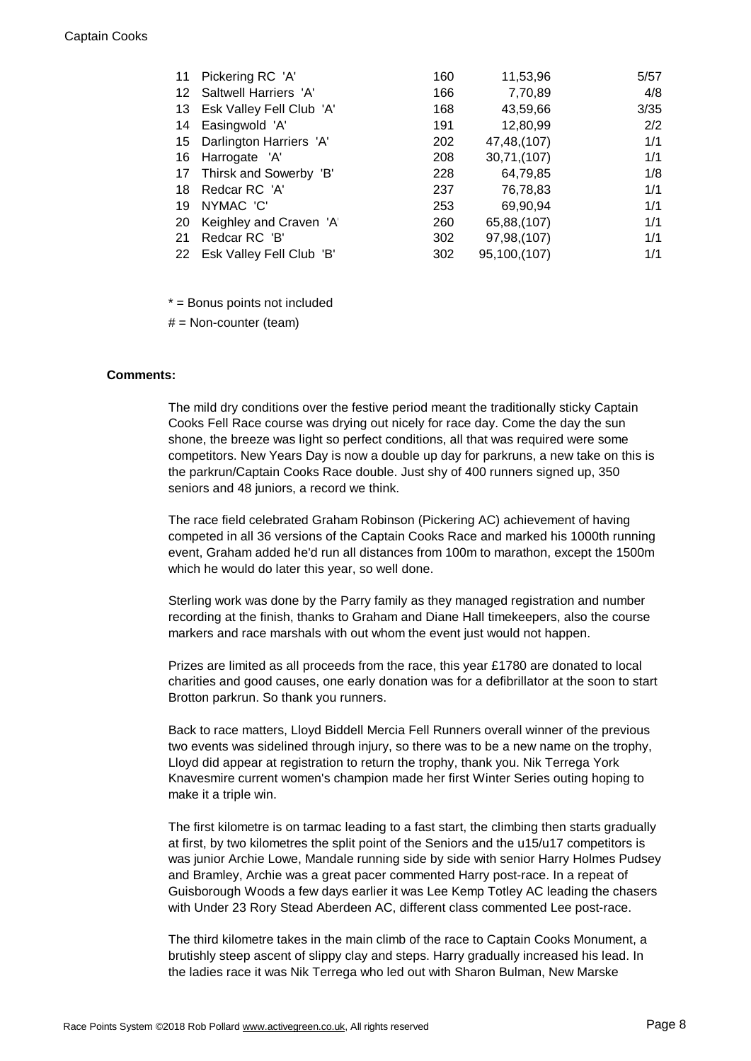| | | | | |
|---|---|---|---|---|
| 11 | Pickering RC 'A' | 160 | 11,53,96 | 5/57 |
| 12 | Saltwell Harriers 'A' | 166 | 7,70,89 | 4/8 |
| 13 | Esk Valley Fell Club 'A' | 168 | 43,59,66 | 3/35 |
| 14 | Easingwold 'A' | 191 | 12,80,99 | 2/2 |
| 15 | Darlington Harriers 'A' | 202 | 47,48,(107) | 1/1 |
| 16 | Harrogate 'A' | 208 | 30,71,(107) | 1/1 |
| 17 | Thirsk and Sowerby 'B' | 228 | 64,79,85 | 1/8 |
| 18 | Redcar RC 'A' | 237 | 76,78,83 | 1/1 |
| 19 | NYMAC 'C' | 253 | 69,90,94 | 1/1 |
| 20 | Keighley and Craven 'A' | 260 | 65,88,(107) | 1/1 |
| 21 | Redcar RC 'B' | 302 | 97,98,(107) | 1/1 |
| 22 | Esk Valley Fell Club 'B' | 302 | 95,100,(107) | 1/1 |

* = Bonus points not included

# = Non-counter (team)

**Comments:**

The mild dry conditions over the festive period meant the traditionally sticky Captain Cooks Fell Race course was drying out nicely for race day. Come the day the sun shone, the breeze was light so perfect conditions, all that was required were some competitors. New Years Day is now a double up day for parkruns, a new take on this is the parkrun/Captain Cooks Race double. Just shy of 400 runners signed up, 350 seniors and 48 juniors, a record we think.

The race field celebrated Graham Robinson (Pickering AC) achievement of having competed in all 36 versions of the Captain Cooks Race and marked his 1000th running event, Graham added he'd run all distances from 100m to marathon, except the 1500m which he would do later this year, so well done.

Sterling work was done by the Parry family as they managed registration and number recording at the finish, thanks to Graham and Diane Hall timekeepers, also the course markers and race marshals with out whom the event just would not happen.

Prizes are limited as all proceeds from the race, this year £1780 are donated to local charities and good causes, one early donation was for a defibrillator at the soon to start Brotton parkrun. So thank you runners.

Back to race matters, Lloyd Biddell Mercia Fell Runners overall winner of the previous two events was sidelined through injury, so there was to be a new name on the trophy, Lloyd did appear at registration to return the trophy, thank you. Nik Terrega York Knavesmire current women's champion made her first Winter Series outing hoping to make it a triple win.

The first kilometre is on tarmac leading to a fast start, the climbing then starts gradually at first, by two kilometres the split point of the Seniors and the u15/u17 competitors is was junior Archie Lowe, Mandale running side by side with senior Harry Holmes Pudsey and Bramley, Archie was a great pacer commented Harry post-race. In a repeat of Guisborough Woods a few days earlier it was Lee Kemp Totley AC leading the chasers with Under 23 Rory Stead Aberdeen AC, different class commented Lee post-race.

The third kilometre takes in the main climb of the race to Captain Cooks Monument, a brutishly steep ascent of slippy clay and steps. Harry gradually increased his lead. In the ladies race it was Nik Terrega who led out with Sharon Bulman, New Marske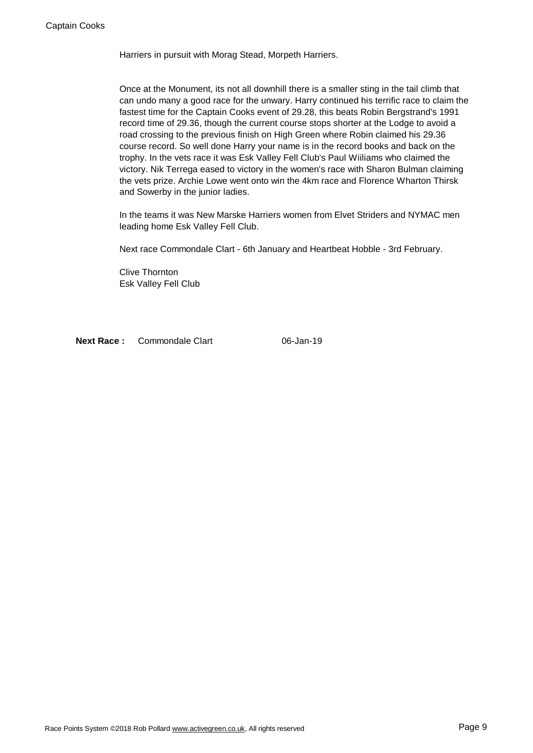Harriers in pursuit with Morag Stead, Morpeth Harriers.

Once at the Monument, its not all downhill there is a smaller sting in the tail climb that can undo many a good race for the unwary. Harry continued his terrific race to claim the fastest time for the Captain Cooks event of 29.28, this beats Robin Bergstrand's 1991 record time of 29.36, though the current course stops shorter at the Lodge to avoid a road crossing to the previous finish on High Green where Robin claimed his 29.36 course record. So well done Harry your name is in the record books and back on the trophy. In the vets race it was Esk Valley Fell Club's Paul Wiiliams who claimed the victory. Nik Terrega eased to victory in the women's race with Sharon Bulman claiming the vets prize. Archie Lowe went onto win the 4km race and Florence Wharton Thirsk and Sowerby in the junior ladies.

In the teams it was New Marske Harriers women from Elvet Striders and NYMAC men leading home Esk Valley Fell Club.

Next race Commondale Clart - 6th January and Heartbeat Hobble - 3rd February.

Clive Thornton
Esk Valley Fell Club

**Next Race :** Commondale Clart 06-Jan-19